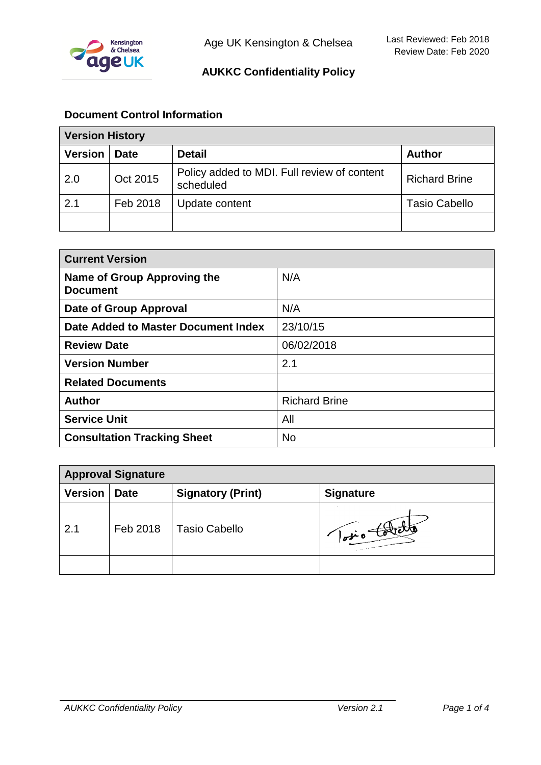Age UK Kensington & Chelsea

Last Reviewed: Feb 2018
Review Date: Feb 2020

# AUKKC Confidentiality Policy

## Document Control Information

| Version History | | | |
|---|---|---|---|
| **Version** | **Date** | **Detail** | **Author** |
| 2.0 | Oct 2015 | Policy added to MDI. Full review of content scheduled | Richard Brine |
| 2.1 | Feb 2018 | Update content | Tasio Cabello |
| | | | |

| Current Version | |
|---|---|
| **Name of Group Approving the Document** | N/A |
| **Date of Group Approval** | N/A |
| **Date Added to Master Document Index** | 23/10/15 |
| **Review Date** | 06/02/2018 |
| **Version Number** | 2.1 |
| **Related Documents** | |
| **Author** | Richard Brine |
| **Service Unit** | All |
| **Consultation Tracking Sheet** | No |

| Approval Signature | | | |
|---|---|---|---|
| **Version** | **Date** | **Signatory (Print)** | **Signature** |
| 2.1 | Feb 2018 | Tasio Cabello | Tasio Cabello |
| | | | |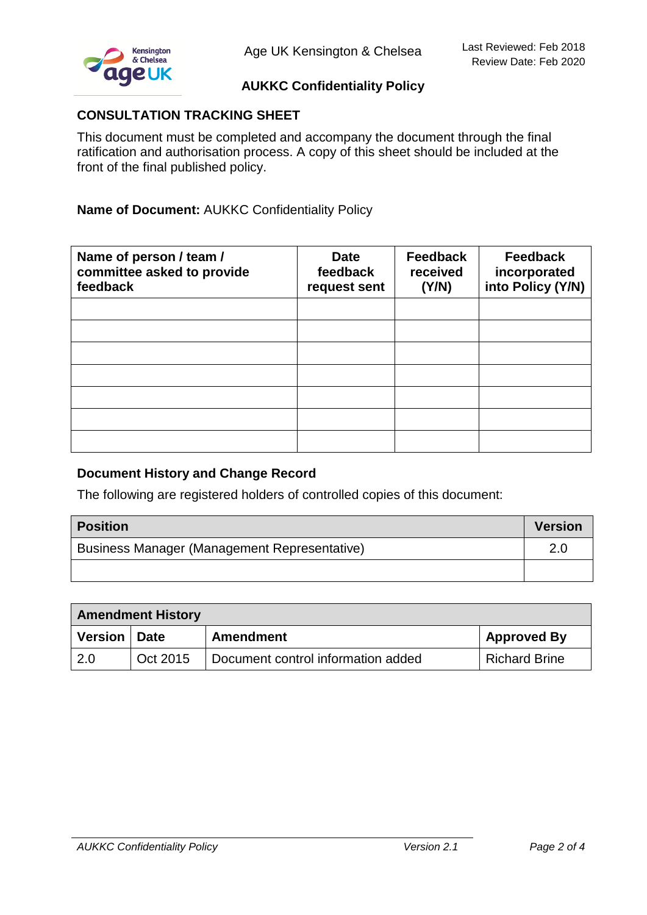## CONSULTATION TRACKING SHEET

This document must be completed and accompany the document through the final ratification and authorisation process. A copy of this sheet should be included at the front of the final published policy.

**Name of Document:** AUKKC Confidentiality Policy

| Name of person / team / committee asked to provide feedback | Date feedback request sent | Feedback received (Y/N) | Feedback incorporated into Policy (Y/N) |
|---|---|---|---|
| | | | |
| | | | |
| | | | |
| | | | |
| | | | |
| | | | |
| | | | |

### Document History and Change Record

The following are registered holders of controlled copies of this document:

| Position | Version |
|---|---|
| Business Manager (Management Representative) | 2.0 |
| | |

| Amendment History | | | |
|---|---|---|---|
| **Version** | **Date** | **Amendment** | **Approved By** |
| 2.0 | Oct 2015 | Document control information added | Richard Brine |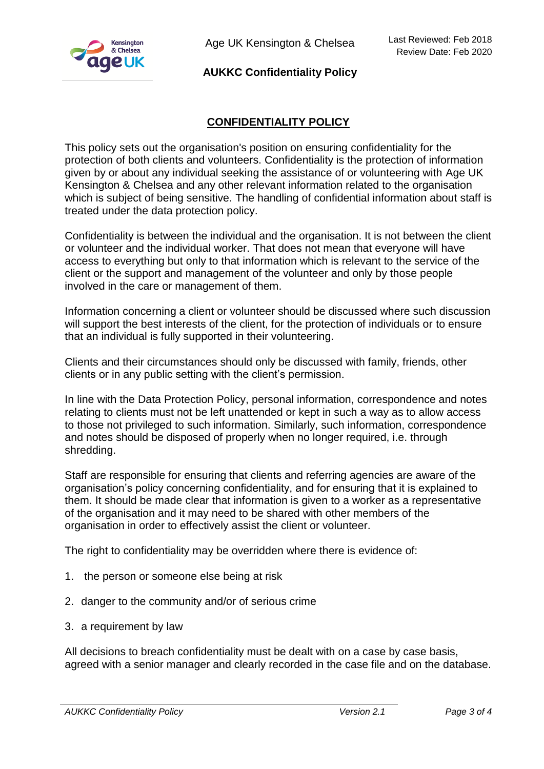## CONFIDENTIALITY POLICY

This policy sets out the organisation's position on ensuring confidentiality for the protection of both clients and volunteers. Confidentiality is the protection of information given by or about any individual seeking the assistance of or volunteering with Age UK Kensington & Chelsea and any other relevant information related to the organisation which is subject of being sensitive. The handling of confidential information about staff is treated under the data protection policy.

Confidentiality is between the individual and the organisation. It is not between the client or volunteer and the individual worker. That does not mean that everyone will have access to everything but only to that information which is relevant to the service of the client or the support and management of the volunteer and only by those people involved in the care or management of them.

Information concerning a client or volunteer should be discussed where such discussion will support the best interests of the client, for the protection of individuals or to ensure that an individual is fully supported in their volunteering.

Clients and their circumstances should only be discussed with family, friends, other clients or in any public setting with the client's permission.

In line with the Data Protection Policy, personal information, correspondence and notes relating to clients must not be left unattended or kept in such a way as to allow access to those not privileged to such information. Similarly, such information, correspondence and notes should be disposed of properly when no longer required, i.e. through shredding.

Staff are responsible for ensuring that clients and referring agencies are aware of the organisation's policy concerning confidentiality, and for ensuring that it is explained to them. It should be made clear that information is given to a worker as a representative of the organisation and it may need to be shared with other members of the organisation in order to effectively assist the client or volunteer.

The right to confidentiality may be overridden where there is evidence of:

1. the person or someone else being at risk
2. danger to the community and/or of serious crime
3. a requirement by law

All decisions to breach confidentiality must be dealt with on a case by case basis, agreed with a senior manager and clearly recorded in the case file and on the database.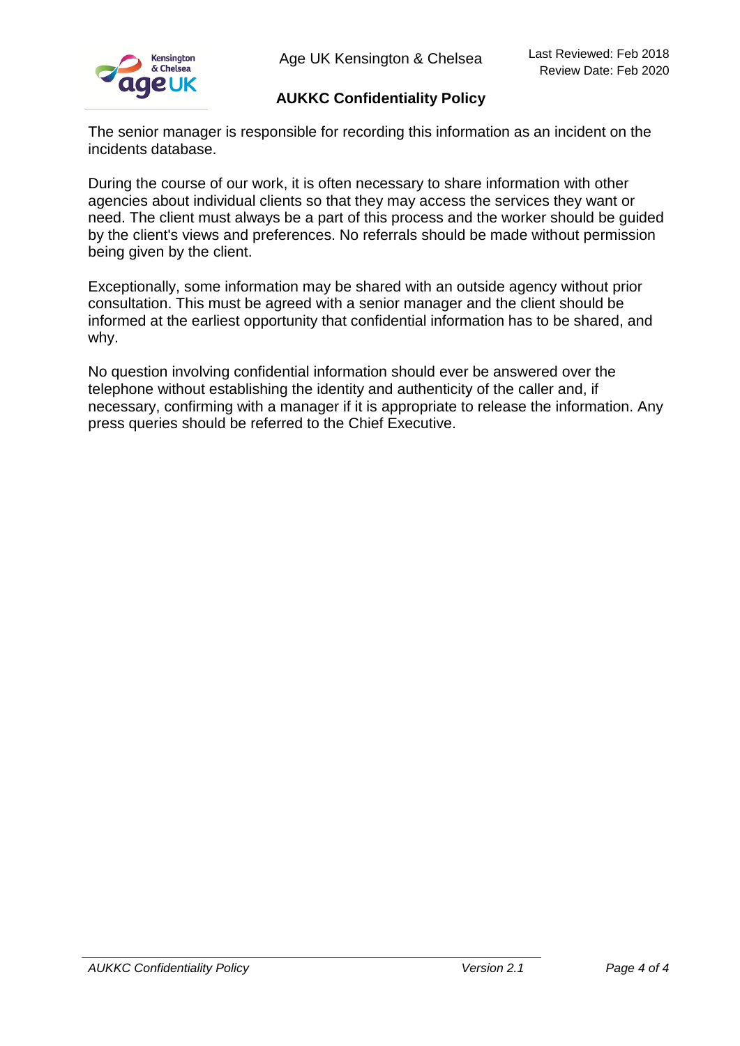The senior manager is responsible for recording this information as an incident on the incidents database.

During the course of our work, it is often necessary to share information with other agencies about individual clients so that they may access the services they want or need. The client must always be a part of this process and the worker should be guided by the client's views and preferences. No referrals should be made without permission being given by the client.

Exceptionally, some information may be shared with an outside agency without prior consultation. This must be agreed with a senior manager and the client should be informed at the earliest opportunity that confidential information has to be shared, and why.

No question involving confidential information should ever be answered over the telephone without establishing the identity and authenticity of the caller and, if necessary, confirming with a manager if it is appropriate to release the information. Any press queries should be referred to the Chief Executive.